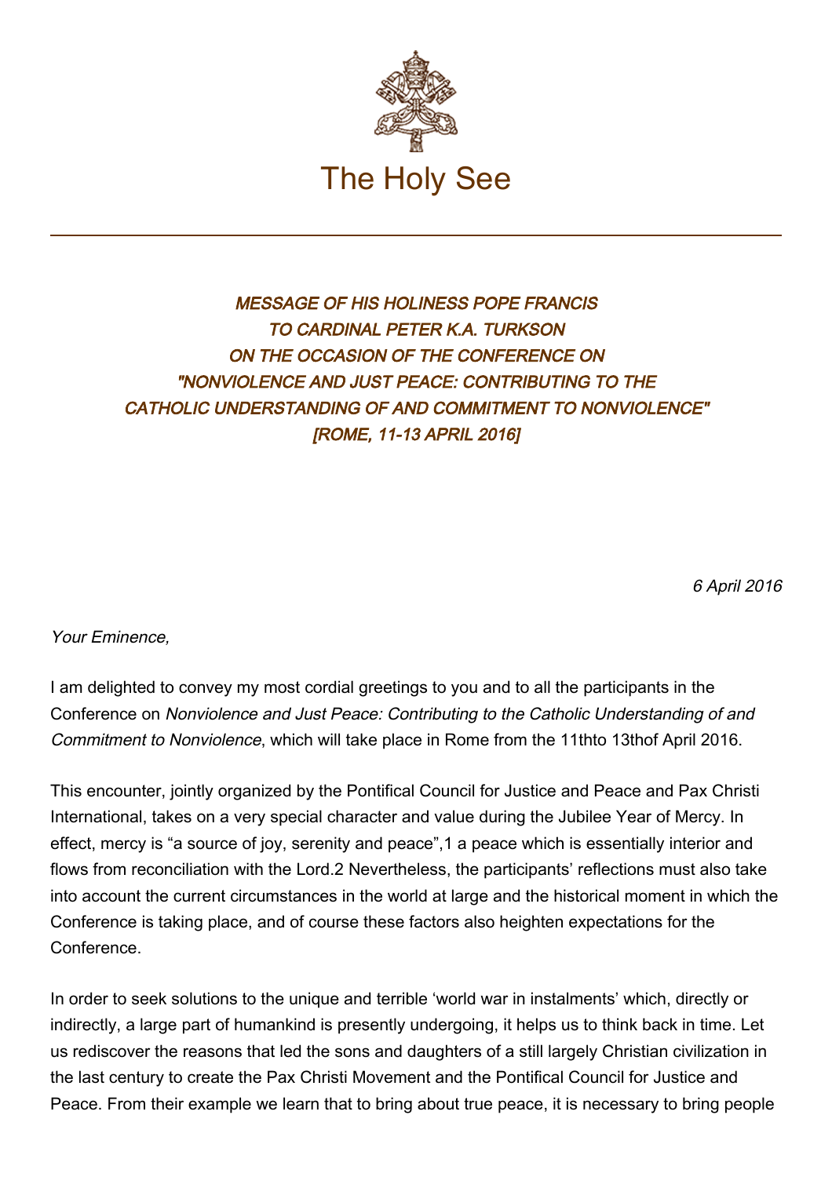The Holy See

---

*MESSAGE OF HIS HOLINESS POPE FRANCIS*
*TO CARDINAL PETER K.A. TURKSON*
*ON THE OCCASION OF THE CONFERENCE ON*
*"NONVIOLENCE AND JUST PEACE: CONTRIBUTING TO THE*
*CATHOLIC UNDERSTANDING OF AND COMMITMENT TO NONVIOLENCE"*
*[ROME, 11-13 APRIL 2016]*

*6 April 2016*

*Your Eminence,*

I am delighted to convey my most cordial greetings to you and to all the participants in the Conference on *Nonviolence and Just Peace: Contributing to the Catholic Understanding of and Commitment to Nonviolence*, which will take place in Rome from the 11thto 13thof April 2016.

This encounter, jointly organized by the Pontifical Council for Justice and Peace and Pax Christi International, takes on a very special character and value during the Jubilee Year of Mercy. In effect, mercy is “a source of joy, serenity and peace”,[1] a peace which is essentially interior and flows from reconciliation with the Lord.[2] Nevertheless, the participants’ reflections must also take into account the current circumstances in the world at large and the historical moment in which the Conference is taking place, and of course these factors also heighten expectations for the Conference.

In order to seek solutions to the unique and terrible ‘world war in instalments’ which, directly or indirectly, a large part of humankind is presently undergoing, it helps us to think back in time. Let us rediscover the reasons that led the sons and daughters of a still largely Christian civilization in the last century to create the Pax Christi Movement and the Pontifical Council for Justice and Peace. From their example we learn that to bring about true peace, it is necessary to bring people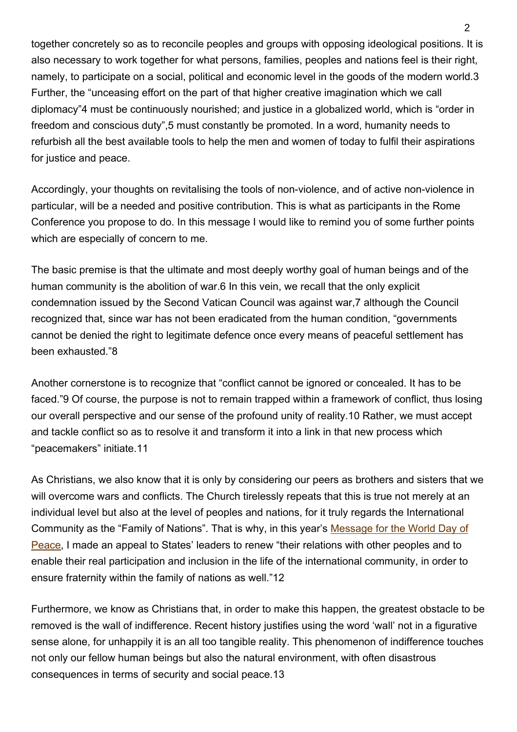together concretely so as to reconcile peoples and groups with opposing ideological positions. It is also necessary to work together for what persons, families, peoples and nations feel is their right, namely, to participate on a social, political and economic level in the goods of the modern world.[3] Further, the "unceasing effort on the part of that higher creative imagination which we call diplomacy"[4] must be continuously nourished; and justice in a globalized world, which is "order in freedom and conscious duty",[5] must constantly be promoted. In a word, humanity needs to refurbish all the best available tools to help the men and women of today to fulfil their aspirations for justice and peace.

Accordingly, your thoughts on revitalising the tools of non-violence, and of active non-violence in particular, will be a needed and positive contribution. This is what as participants in the Rome Conference you propose to do. In this message I would like to remind you of some further points which are especially of concern to me.

The basic premise is that the ultimate and most deeply worthy goal of human beings and of the human community is the abolition of war.[6] In this vein, we recall that the only explicit condemnation issued by the Second Vatican Council was against war,[7] although the Council recognized that, since war has not been eradicated from the human condition, "governments cannot be denied the right to legitimate defence once every means of peaceful settlement has been exhausted."[8]

Another cornerstone is to recognize that "conflict cannot be ignored or concealed. It has to be faced."[9] Of course, the purpose is not to remain trapped within a framework of conflict, thus losing our overall perspective and our sense of the profound unity of reality.[10] Rather, we must accept and tackle conflict so as to resolve it and transform it into a link in that new process which "peacemakers" initiate.[11]

As Christians, we also know that it is only by considering our peers as brothers and sisters that we will overcome wars and conflicts. The Church tirelessly repeats that this is true not merely at an individual level but also at the level of peoples and nations, for it truly regards the International Community as the "Family of Nations". That is why, in this year's Message for the World Day of Peace, I made an appeal to States' leaders to renew "their relations with other peoples and to enable their real participation and inclusion in the life of the international community, in order to ensure fraternity within the family of nations as well."[12]

Furthermore, we know as Christians that, in order to make this happen, the greatest obstacle to be removed is the wall of indifference. Recent history justifies using the word 'wall' not in a figurative sense alone, for unhappily it is an all too tangible reality. This phenomenon of indifference touches not only our fellow human beings but also the natural environment, with often disastrous consequences in terms of security and social peace.[13]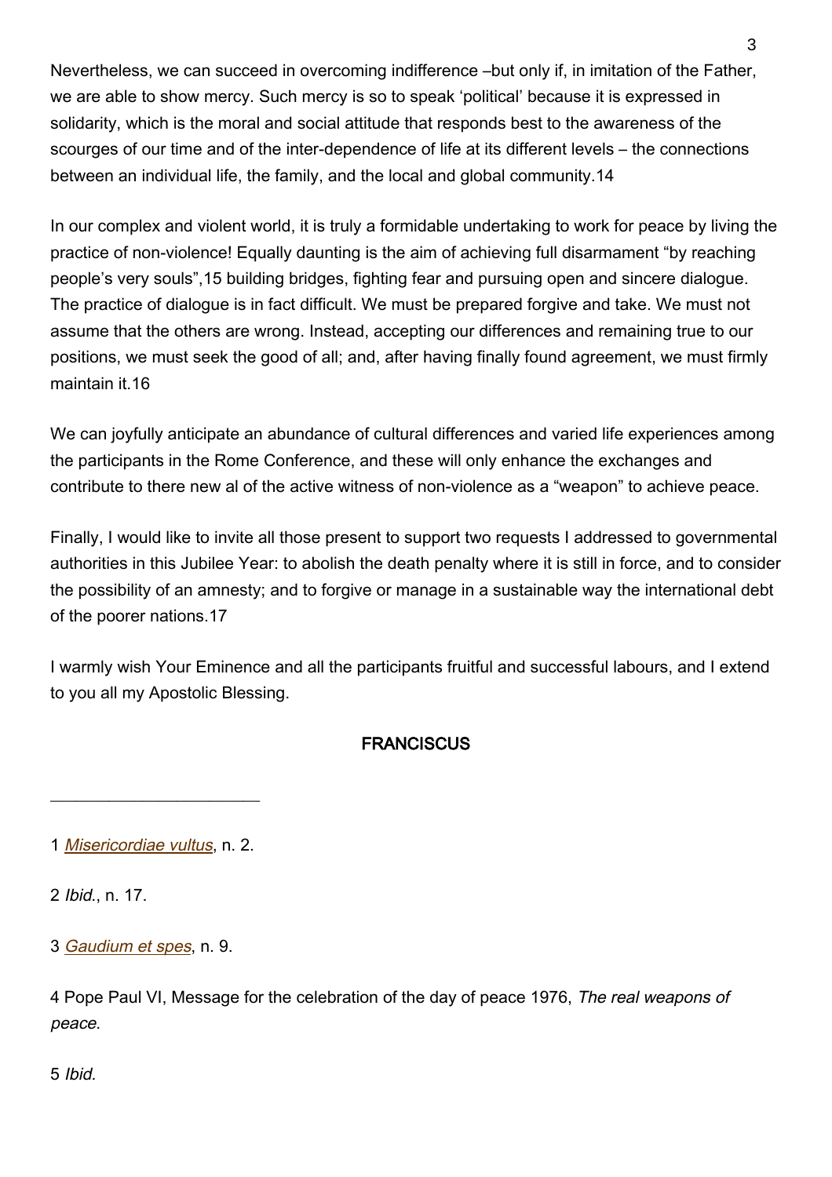Nevertheless, we can succeed in overcoming indifference –but only if, in imitation of the Father, we are able to show mercy. Such mercy is so to speak 'political' because it is expressed in solidarity, which is the moral and social attitude that responds best to the awareness of the scourges of our time and of the inter-dependence of life at its different levels – the connections between an individual life, the family, and the local and global community.[14]

In our complex and violent world, it is truly a formidable undertaking to work for peace by living the practice of non-violence! Equally daunting is the aim of achieving full disarmament "by reaching people's very souls",[15] building bridges, fighting fear and pursuing open and sincere dialogue. The practice of dialogue is in fact difficult. We must be prepared forgive and take. We must not assume that the others are wrong. Instead, accepting our differences and remaining true to our positions, we must seek the good of all; and, after having finally found agreement, we must firmly maintain it.[16]

We can joyfully anticipate an abundance of cultural differences and varied life experiences among the participants in the Rome Conference, and these will only enhance the exchanges and contribute to there new al of the active witness of non-violence as a "weapon" to achieve peace.

Finally, I would like to invite all those present to support two requests I addressed to governmental authorities in this Jubilee Year: to abolish the death penalty where it is still in force, and to consider the possibility of an amnesty; and to forgive or manage in a sustainable way the international debt of the poorer nations.[17]

I warmly wish Your Eminence and all the participants fruitful and successful labours, and I extend to you all my Apostolic Blessing.

**FRANCISCUS**

---

1 *Misericordiae vultus*, n. 2.

2 *Ibid.*, n. 17.

3 *Gaudium et spes*, n. 9.

4 Pope Paul VI, Message for the celebration of the day of peace 1976, *The real weapons of peace.*

5 *Ibid.*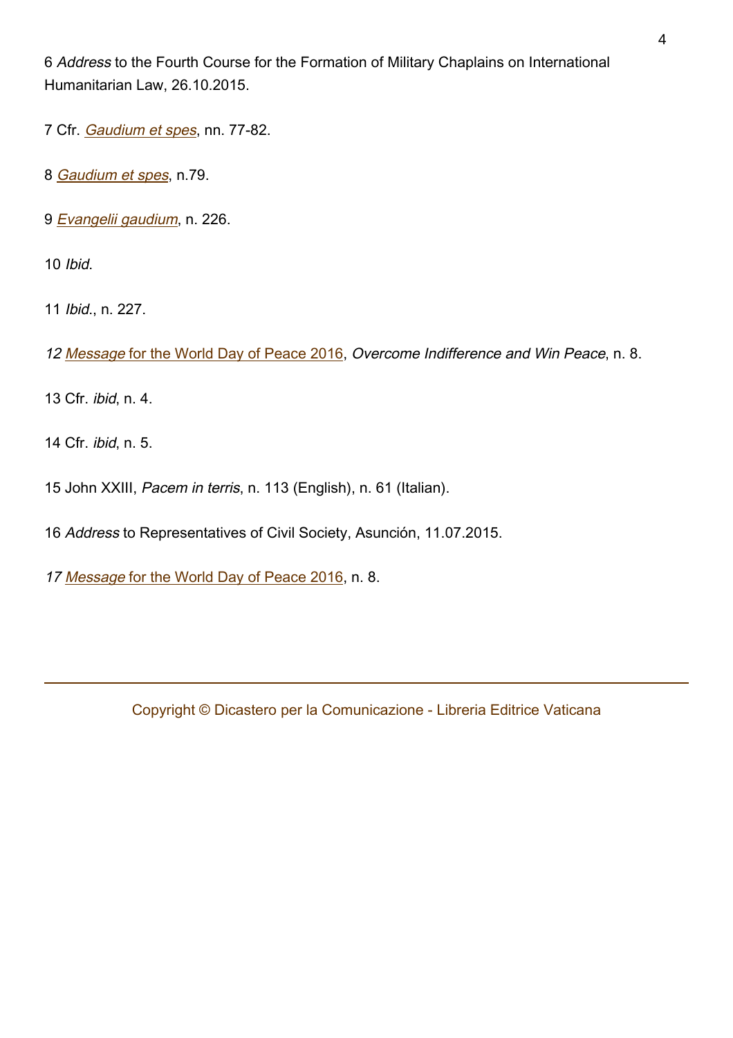6 *Address* to the Fourth Course for the Formation of Military Chaplains on International Humanitarian Law, 26.10.2015.

7 Cfr. *Gaudium et spes*, nn. 77-82.

8 *Gaudium et spes*, n.79.

9 *Evangelii gaudium*, n. 226.

10 *Ibid*.

11 *Ibid*., n. 227.

*12* *Message* for the World Day of Peace 2016, *Overcome Indifference and Win Peace*, n. 8.

13 Cfr. *ibid*, n. 4.

14 Cfr. *ibid*, n. 5.

15 John XXIII, *Pacem in terris*, n. 113 (English), n. 61 (Italian).

16 *Address* to Representatives of Civil Society, Asunción, 11.07.2015.

*17* *Message* for the World Day of Peace 2016, n. 8.

---

Copyright © Dicastero per la Comunicazione - Libreria Editrice Vaticana